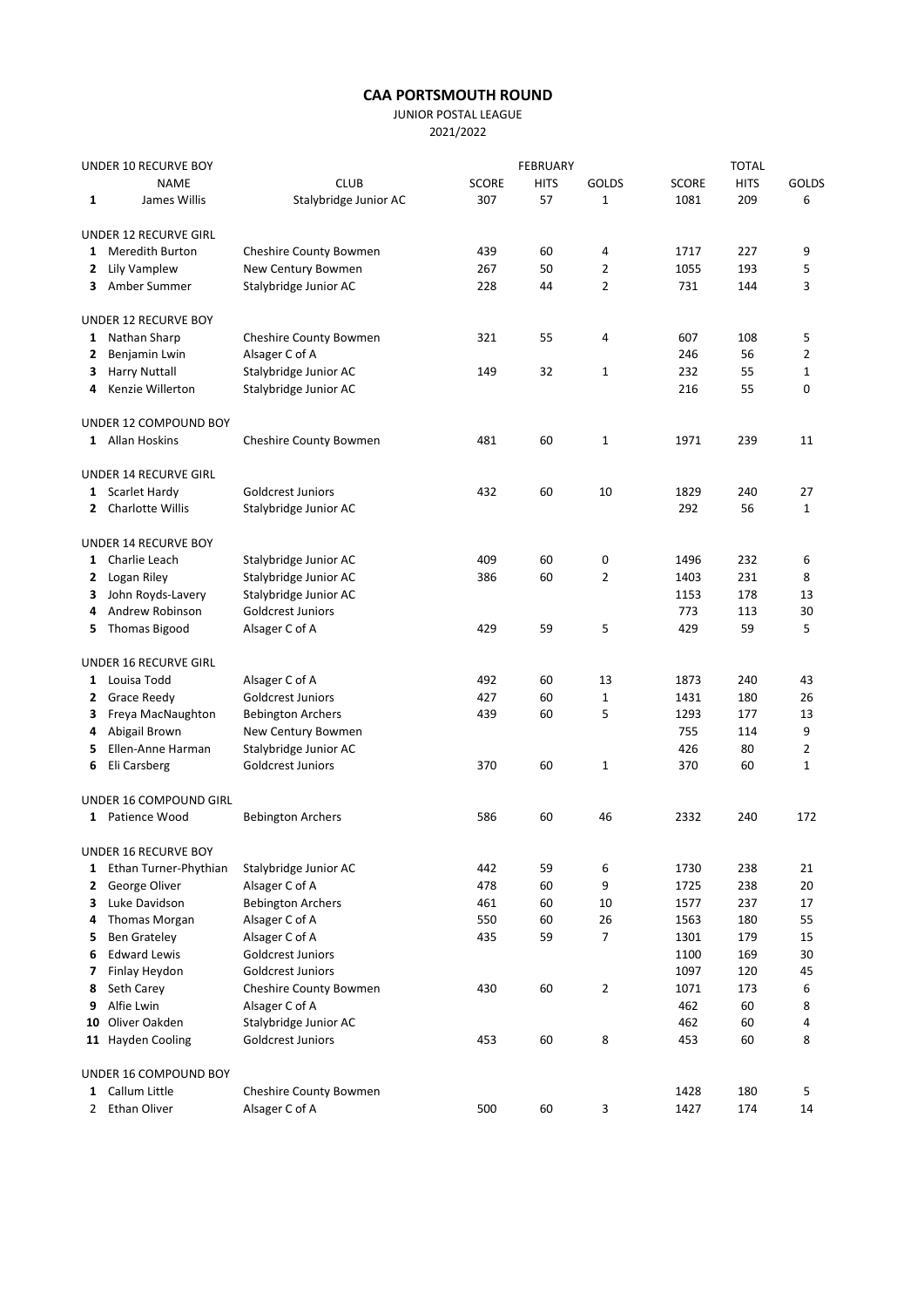# CAA PORTSMOUTH ROUND

JUNIOR POSTAL LEAGUE

2021/2022

| | | | FEBRUARY | | | TOTAL | | |
|---|---|---|---|---|---|---|---|---|
| UNDER 10 RECURVE BOY | | | | | | | | |
| | NAME | CLUB | SCORE | HITS | GOLDS | SCORE | HITS | GOLDS |
| **1** | James Willis | Stalybridge Junior AC | 307 | 57 | 1 | 1081 | 209 | 6 |
| | | | | | | | | |
| | UNDER 12 RECURVE GIRL | | | | | | | |
| **1** | Meredith Burton | Cheshire County Bowmen | 439 | 60 | 4 | 1717 | 227 | 9 |
| **2** | Lily Vamplew | New Century Bowmen | 267 | 50 | 2 | 1055 | 193 | 5 |
| **3** | Amber Summer | Stalybridge Junior AC | 228 | 44 | 2 | 731 | 144 | 3 |
| | | | | | | | | |
| | UNDER 12 RECURVE BOY | | | | | | | |
| **1** | Nathan Sharp | Cheshire County Bowmen | 321 | 55 | 4 | 607 | 108 | 5 |
| **2** | Benjamin Lwin | Alsager C of A | | | | 246 | 56 | 2 |
| **3** | Harry Nuttall | Stalybridge Junior AC | 149 | 32 | 1 | 232 | 55 | 1 |
| **4** | Kenzie Willerton | Stalybridge Junior AC | | | | 216 | 55 | 0 |
| | | | | | | | | |
| | UNDER 12 COMPOUND BOY | | | | | | | |
| **1** | Allan Hoskins | Cheshire County Bowmen | 481 | 60 | 1 | 1971 | 239 | 11 |
| | | | | | | | | |
| | UNDER 14 RECURVE GIRL | | | | | | | |
| **1** | Scarlet Hardy | Goldcrest Juniors | 432 | 60 | 10 | 1829 | 240 | 27 |
| **2** | Charlotte Willis | Stalybridge Junior AC | | | | 292 | 56 | 1 |
| | | | | | | | | |
| | UNDER 14 RECURVE BOY | | | | | | | |
| **1** | Charlie Leach | Stalybridge Junior AC | 409 | 60 | 0 | 1496 | 232 | 6 |
| **2** | Logan Riley | Stalybridge Junior AC | 386 | 60 | 2 | 1403 | 231 | 8 |
| **3** | John Royds-Lavery | Stalybridge Junior AC | | | | 1153 | 178 | 13 |
| **4** | Andrew Robinson | Goldcrest Juniors | | | | 773 | 113 | 30 |
| **5** | Thomas Bigood | Alsager C of A | 429 | 59 | 5 | 429 | 59 | 5 |
| | | | | | | | | |
| | UNDER 16 RECURVE GIRL | | | | | | | |
| **1** | Louisa Todd | Alsager C of A | 492 | 60 | 13 | 1873 | 240 | 43 |
| **2** | Grace Reedy | Goldcrest Juniors | 427 | 60 | 1 | 1431 | 180 | 26 |
| **3** | Freya MacNaughton | Bebington Archers | 439 | 60 | 5 | 1293 | 177 | 13 |
| **4** | Abigail Brown | New Century Bowmen | | | | 755 | 114 | 9 |
| **5** | Ellen-Anne Harman | Stalybridge Junior AC | | | | 426 | 80 | 2 |
| **6** | Eli Carsberg | Goldcrest Juniors | 370 | 60 | 1 | 370 | 60 | 1 |
| | | | | | | | | |
| | UNDER 16 COMPOUND GIRL | | | | | | | |
| **1** | Patience Wood | Bebington Archers | 586 | 60 | 46 | 2332 | 240 | 172 |
| | | | | | | | | |
| | UNDER 16 RECURVE BOY | | | | | | | |
| **1** | Ethan Turner-Phythian | Stalybridge Junior AC | 442 | 59 | 6 | 1730 | 238 | 21 |
| **2** | George Oliver | Alsager C of A | 478 | 60 | 9 | 1725 | 238 | 20 |
| **3** | Luke Davidson | Bebington Archers | 461 | 60 | 10 | 1577 | 237 | 17 |
| **4** | Thomas Morgan | Alsager C of A | 550 | 60 | 26 | 1563 | 180 | 55 |
| **5** | Ben Grateley | Alsager C of A | 435 | 59 | 7 | 1301 | 179 | 15 |
| **6** | Edward Lewis | Goldcrest Juniors | | | | 1100 | 169 | 30 |
| **7** | Finlay Heydon | Goldcrest Juniors | | | | 1097 | 120 | 45 |
| **8** | Seth Carey | Cheshire County Bowmen | 430 | 60 | 2 | 1071 | 173 | 6 |
| **9** | Alfie Lwin | Alsager C of A | | | | 462 | 60 | 8 |
| **10** | Oliver Oakden | Stalybridge Junior AC | | | | 462 | 60 | 4 |
| **11** | Hayden Cooling | Goldcrest Juniors | 453 | 60 | 8 | 453 | 60 | 8 |
| | | | | | | | | |
| | UNDER 16 COMPOUND BOY | | | | | | | |
| **1** | Callum Little | Cheshire County Bowmen | | | | 1428 | 180 | 5 |
| 2 | Ethan Oliver | Alsager C of A | 500 | 60 | 3 | 1427 | 174 | 14 |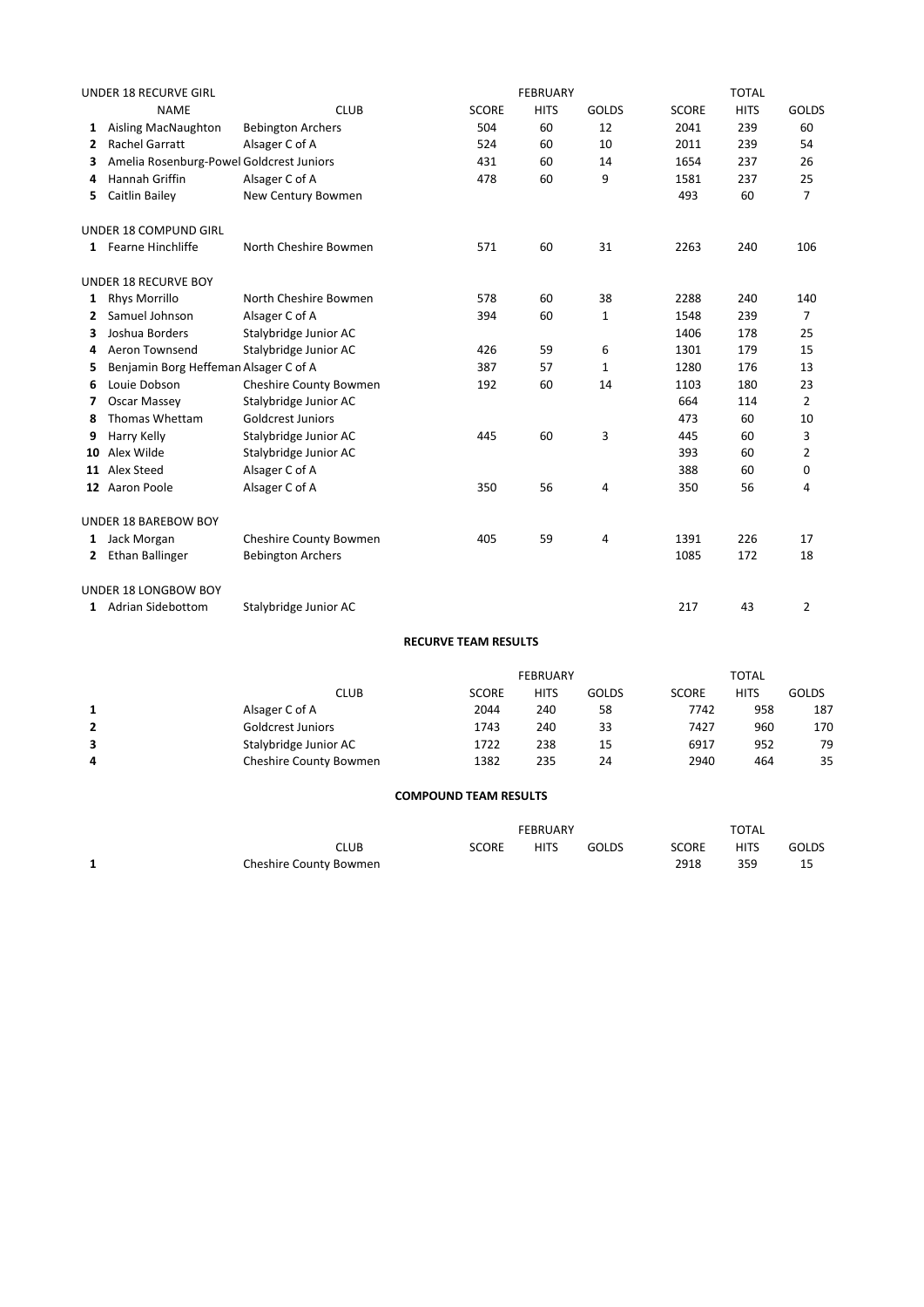| | UNDER 18 RECURVE GIRL | | FEBRUARY | | | TOTAL | | |
|---|---|---|---|---|---|---|---|---|
| | NAME | CLUB | SCORE | HITS | GOLDS | SCORE | HITS | GOLDS |
| 1 | Aisling MacNaughton | Bebington Archers | 504 | 60 | 12 | 2041 | 239 | 60 |
| 2 | Rachel Garratt | Alsager C of A | 524 | 60 | 10 | 2011 | 239 | 54 |
| 3 | Amelia Rosenburg-Powel | Goldcrest Juniors | 431 | 60 | 14 | 1654 | 237 | 26 |
| 4 | Hannah Griffin | Alsager C of A | 478 | 60 | 9 | 1581 | 237 | 25 |
| 5 | Caitlin Bailey | New Century Bowmen | | | | 493 | 60 | 7 |
| | UNDER 18 COMPUND GIRL | | | | | | | |
| 1 | Fearne Hinchliffe | North Cheshire Bowmen | 571 | 60 | 31 | 2263 | 240 | 106 |
| | UNDER 18 RECURVE BOY | | | | | | | |
| 1 | Rhys Morrillo | North Cheshire Bowmen | 578 | 60 | 38 | 2288 | 240 | 140 |
| 2 | Samuel Johnson | Alsager C of A | 394 | 60 | 1 | 1548 | 239 | 7 |
| 3 | Joshua Borders | Stalybridge Junior AC | | | | 1406 | 178 | 25 |
| 4 | Aeron Townsend | Stalybridge Junior AC | 426 | 59 | 6 | 1301 | 179 | 15 |
| 5 | Benjamin Borg Heffeman | Alsager C of A | 387 | 57 | 1 | 1280 | 176 | 13 |
| 6 | Louie Dobson | Cheshire County Bowmen | 192 | 60 | 14 | 1103 | 180 | 23 |
| 7 | Oscar Massey | Stalybridge Junior AC | | | | 664 | 114 | 2 |
| 8 | Thomas Whettam | Goldcrest Juniors | | | | 473 | 60 | 10 |
| 9 | Harry Kelly | Stalybridge Junior AC | 445 | 60 | 3 | 445 | 60 | 3 |
| 10 | Alex Wilde | Stalybridge Junior AC | | | | 393 | 60 | 2 |
| 11 | Alex Steed | Alsager C of A | | | | 388 | 60 | 0 |
| 12 | Aaron Poole | Alsager C of A | 350 | 56 | 4 | 350 | 56 | 4 |
| | UNDER 18 BAREBOW BOY | | | | | | | |
| 1 | Jack Morgan | Cheshire County Bowmen | 405 | 59 | 4 | 1391 | 226 | 17 |
| 2 | Ethan Ballinger | Bebington Archers | | | | 1085 | 172 | 18 |
| | UNDER 18 LONGBOW BOY | | | | | | | |
| 1 | Adrian Sidebottom | Stalybridge Junior AC | | | | 217 | 43 | 2 |

**RECURVE TEAM RESULTS**

| | | FEBRUARY | | | TOTAL | | |
|---|---|---|---|---|---|---|---|
| | CLUB | SCORE | HITS | GOLDS | SCORE | HITS | GOLDS |
| 1 | Alsager C of A | 2044 | 240 | 58 | 7742 | 958 | 187 |
| 2 | Goldcrest Juniors | 1743 | 240 | 33 | 7427 | 960 | 170 |
| 3 | Stalybridge Junior AC | 1722 | 238 | 15 | 6917 | 952 | 79 |
| 4 | Cheshire County Bowmen | 1382 | 235 | 24 | 2940 | 464 | 35 |

**COMPOUND TEAM RESULTS**

| | | FEBRUARY | | | TOTAL | | |
|---|---|---|---|---|---|---|---|
| | CLUB | SCORE | HITS | GOLDS | SCORE | HITS | GOLDS |
| 1 | Cheshire County Bowmen | | | | 2918 | 359 | 15 |